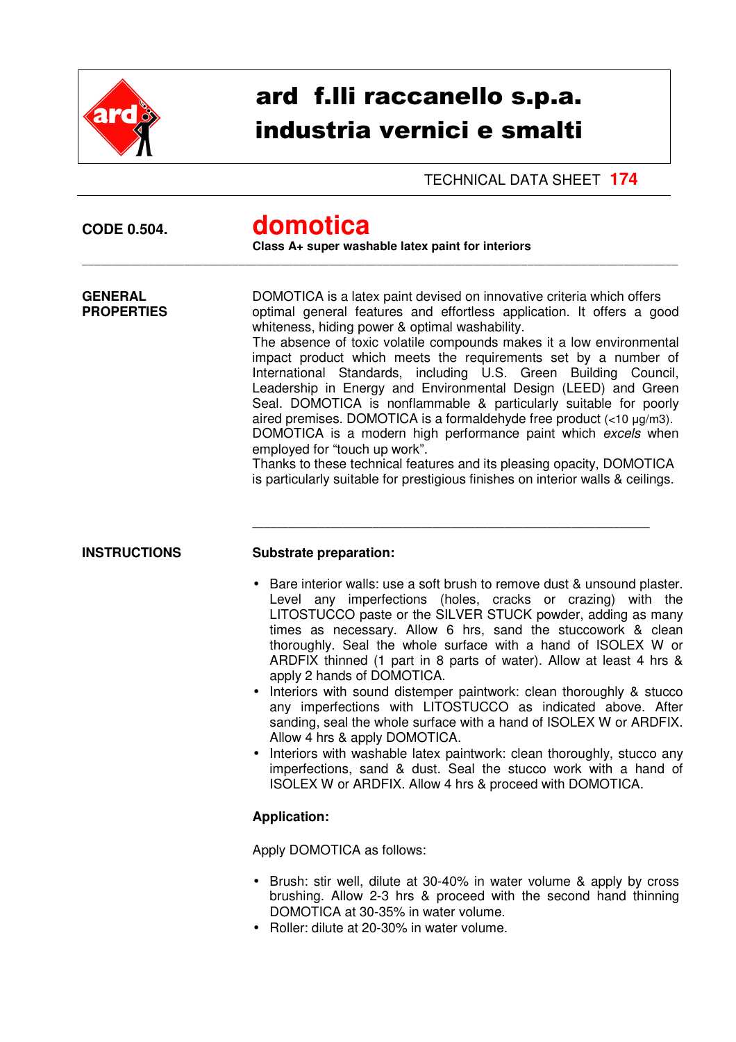# ard f.lli raccanello s.p.a.
# industria vernici e smalti

TECHNICAL DATA SHEET **174**

**CODE 0.504.**

## domotica

**Class A+ super washable latex paint for interiors**

---

**GENERAL PROPERTIES**

DOMOTICA is a latex paint devised on innovative criteria which offers optimal general features and effortless application. It offers a good whiteness, hiding power & optimal washability.
The absence of toxic volatile compounds makes it a low environmental impact product which meets the requirements set by a number of International Standards, including U.S. Green Building Council, Leadership in Energy and Environmental Design (LEED) and Green Seal. DOMOTICA is nonflammable & particularly suitable for poorly aired premises. DOMOTICA is a formaldehyde free product (<10 µg/m3).
DOMOTICA is a modern high performance paint which *excels* when employed for "touch up work".
Thanks to these technical features and its pleasing opacity, DOMOTICA is particularly suitable for prestigious finishes on interior walls & ceilings.

---

**INSTRUCTIONS**

**Substrate preparation:**

- Bare interior walls: use a soft brush to remove dust & unsound plaster. Level any imperfections (holes, cracks or crazing) with the LITOSTUCCO paste or the SILVER STUCK powder, adding as many times as necessary. Allow 6 hrs, sand the stuccowork & clean thoroughly. Seal the whole surface with a hand of ISOLEX W or ARDFIX thinned (1 part in 8 parts of water). Allow at least 4 hrs & apply 2 hands of DOMOTICA.
- Interiors with sound distemper paintwork: clean thoroughly & stucco any imperfections with LITOSTUCCO as indicated above. After sanding, seal the whole surface with a hand of ISOLEX W or ARDFIX. Allow 4 hrs & apply DOMOTICA.
- Interiors with washable latex paintwork: clean thoroughly, stucco any imperfections, sand & dust. Seal the stucco work with a hand of ISOLEX W or ARDFIX. Allow 4 hrs & proceed with DOMOTICA.

**Application:**

Apply DOMOTICA as follows:

- Brush: stir well, dilute at 30-40% in water volume & apply by cross brushing. Allow 2-3 hrs & proceed with the second hand thinning DOMOTICA at 30-35% in water volume.
- Roller: dilute at 20-30% in water volume.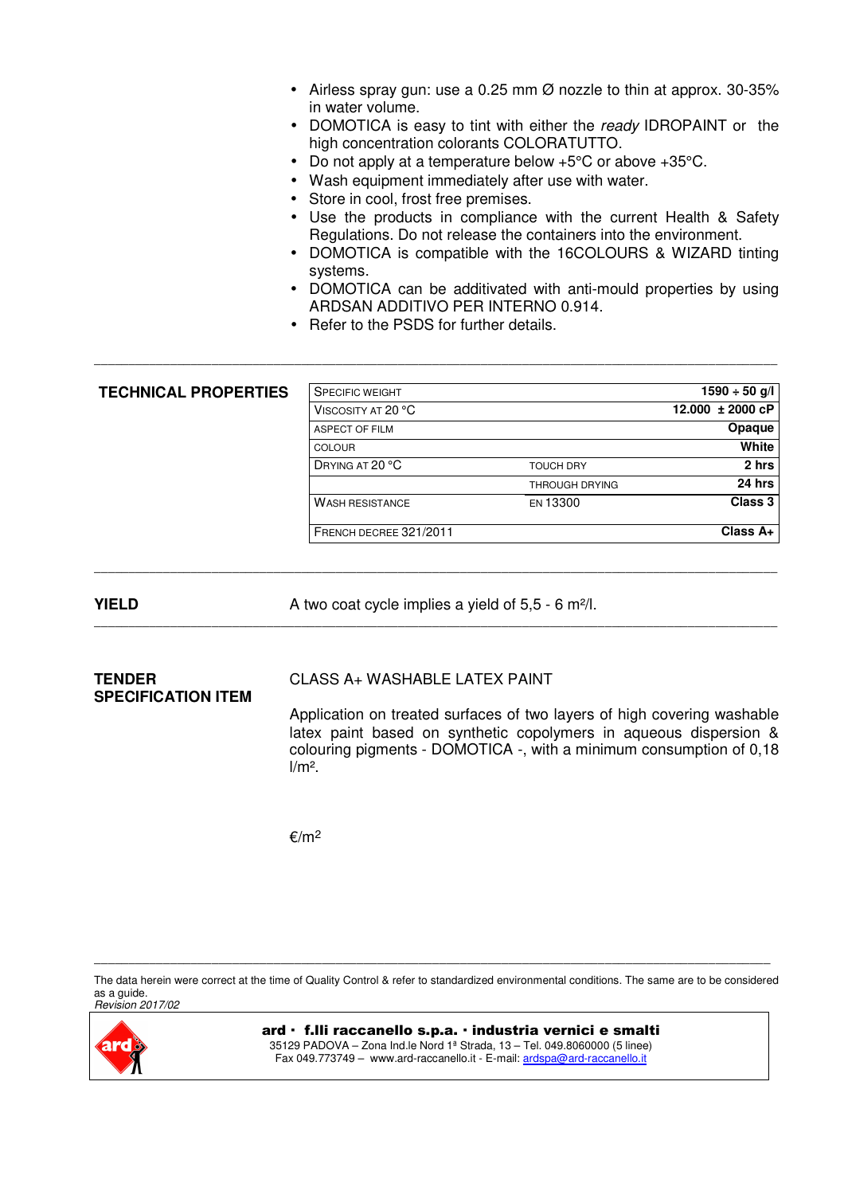- Airless spray gun: use a 0.25 mm Ø nozzle to thin at approx. 30-35% in water volume.
- DOMOTICA is easy to tint with either the *ready* IDROPAINT or the high concentration colorants COLORATUTTO.
- Do not apply at a temperature below +5°C or above +35°C.
- Wash equipment immediately after use with water.
- Store in cool, frost free premises.
- Use the products in compliance with the current Health & Safety Regulations. Do not release the containers into the environment.
- DOMOTICA is compatible with the 16COLOURS & WIZARD tinting systems.
- DOMOTICA can be additivated with anti-mould properties by using ARDSAN ADDITIVO PER INTERNO 0.914.
- Refer to the PSDS for further details.

---

## TECHNICAL PROPERTIES

| | | |
|---|---|---|
| SPECIFIC WEIGHT | | **1590 ÷ 50 g/l** |
| VISCOSITY AT 20 °C | | **12.000 ± 2000 cP** |
| ASPECT OF FILM | | **Opaque** |
| COLOUR | | **White** |
| DRYING AT 20 °C | TOUCH DRY | **2 hrs** |
| | THROUGH DRYING | **24 hrs** |
| WASH RESISTANCE | EN 13300 | **Class 3** |
| FRENCH DECREE 321/2011 | | **Class A+** |

---

## YIELD

A two coat cycle implies a yield of 5,5 - 6 m²/l.

---

## TENDER SPECIFICATION ITEM

CLASS A+ WASHABLE LATEX PAINT

Application on treated surfaces of two layers of high covering washable latex paint based on synthetic copolymers in aqueous dispersion & colouring pigments - DOMOTICA -, with a minimum consumption of 0,18 l/m².

€/m²

---

The data herein were correct at the time of Quality Control & refer to standardized environmental conditions. The same are to be considered as a guide.
*Revision 2017/02*

**ard · f.lli raccanello s.p.a. · industria vernici e smalti**
35129 PADOVA – Zona Ind.le Nord 1ª Strada, 13 – Tel. 049.8060000 (5 linee)
Fax 049.773749 – www.ard-raccanello.it - E-mail: ardspa@ard-raccanello.it